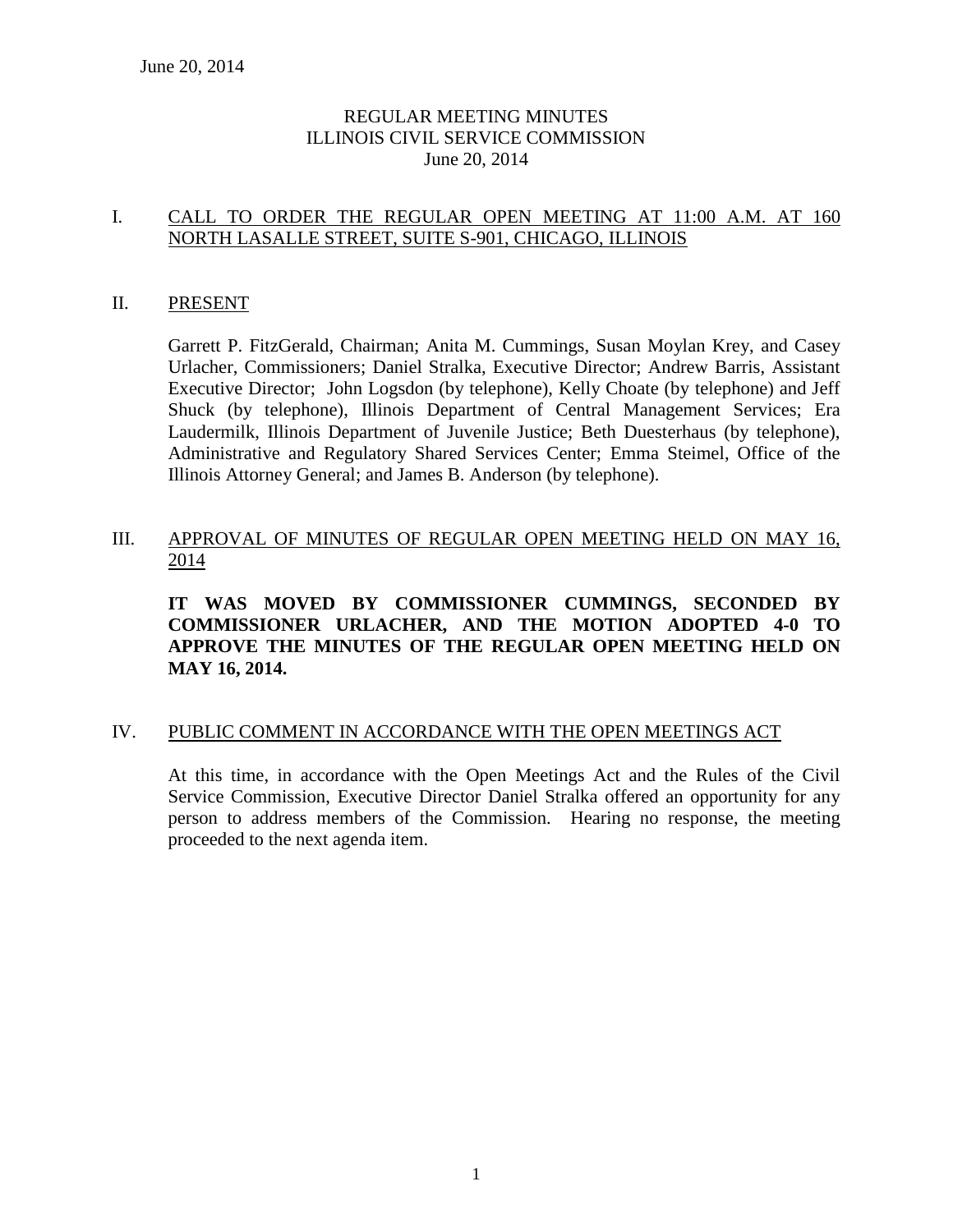# REGULAR MEETING MINUTES
# ILLINOIS CIVIL SERVICE COMMISSION
# June 20, 2014

## I. CALL TO ORDER THE REGULAR OPEN MEETING AT 11:00 A.M. AT 160 NORTH LASALLE STREET, SUITE S-901, CHICAGO, ILLINOIS

## II. PRESENT

Garrett P. FitzGerald, Chairman; Anita M. Cummings, Susan Moylan Krey, and Casey Urlacher, Commissioners; Daniel Stralka, Executive Director; Andrew Barris, Assistant Executive Director; John Logsdon (by telephone), Kelly Choate (by telephone) and Jeff Shuck (by telephone), Illinois Department of Central Management Services; Era Laudermilk, Illinois Department of Juvenile Justice; Beth Duesterhaus (by telephone), Administrative and Regulatory Shared Services Center; Emma Steimel, Office of the Illinois Attorney General; and James B. Anderson (by telephone).

## III. APPROVAL OF MINUTES OF REGULAR OPEN MEETING HELD ON MAY 16, 2014

**IT WAS MOVED BY COMMISSIONER CUMMINGS, SECONDED BY COMMISSIONER URLACHER, AND THE MOTION ADOPTED 4-0 TO APPROVE THE MINUTES OF THE REGULAR OPEN MEETING HELD ON MAY 16, 2014.**

## IV. PUBLIC COMMENT IN ACCORDANCE WITH THE OPEN MEETINGS ACT

At this time, in accordance with the Open Meetings Act and the Rules of the Civil Service Commission, Executive Director Daniel Stralka offered an opportunity for any person to address members of the Commission. Hearing no response, the meeting proceeded to the next agenda item.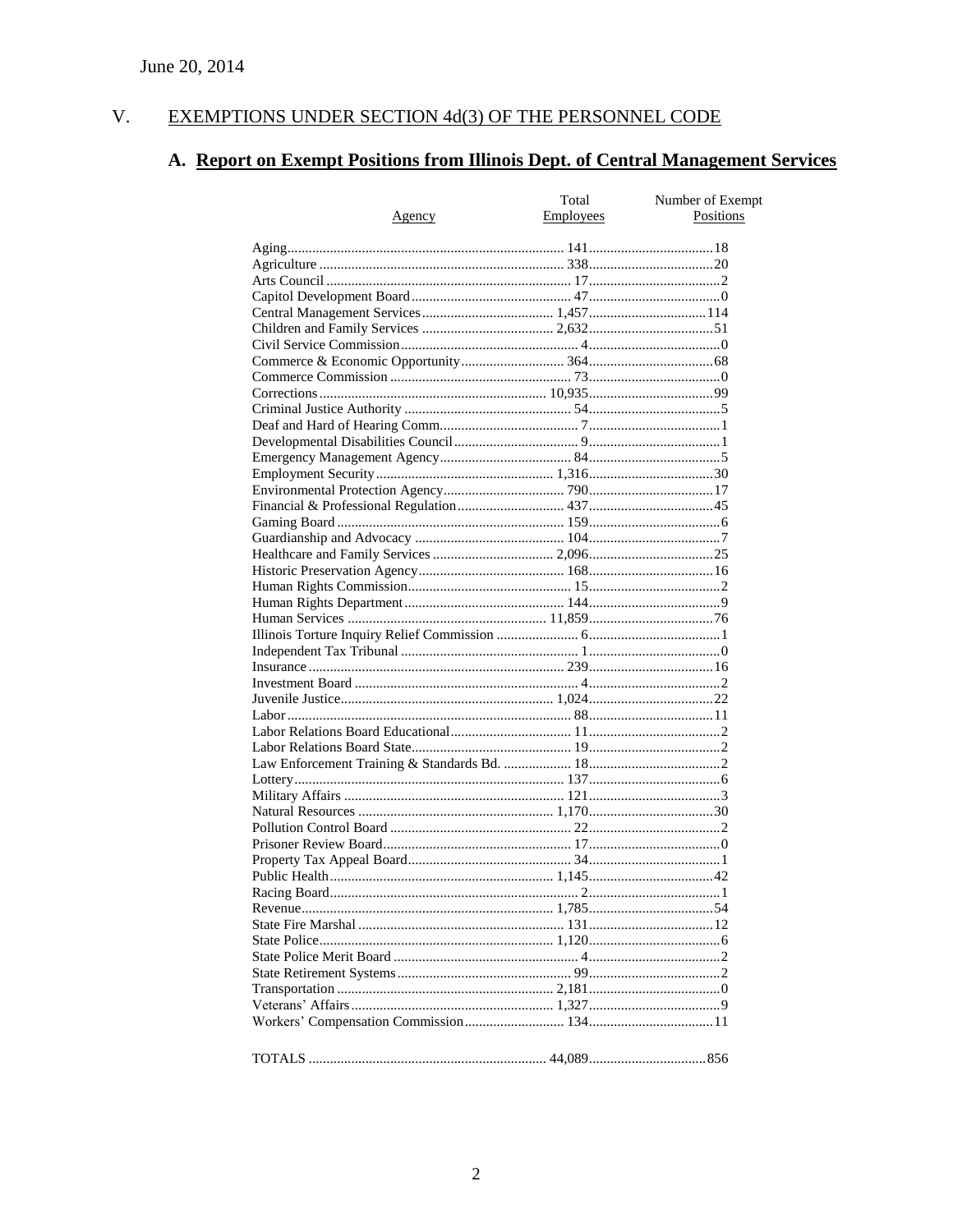June 20, 2014

# V. EXEMPTIONS UNDER SECTION 4d(3) OF THE PERSONNEL CODE

## A. Report on Exempt Positions from Illinois Dept. of Central Management Services

| Agency | Total Employees | Number of Exempt Positions |
|---|---|---|
| Aging | 141 | 18 |
| Agriculture | 338 | 20 |
| Arts Council | 17 | 2 |
| Capitol Development Board | 47 | 0 |
| Central Management Services | 1,457 | 114 |
| Children and Family Services | 2,632 | 51 |
| Civil Service Commission | 4 | 0 |
| Commerce & Economic Opportunity | 364 | 68 |
| Commerce Commission | 73 | 0 |
| Corrections | 10,935 | 99 |
| Criminal Justice Authority | 54 | 5 |
| Deaf and Hard of Hearing Comm. | 7 | 1 |
| Developmental Disabilities Council | 9 | 1 |
| Emergency Management Agency | 84 | 5 |
| Employment Security | 1,316 | 30 |
| Environmental Protection Agency | 790 | 17 |
| Financial & Professional Regulation | 437 | 45 |
| Gaming Board | 159 | 6 |
| Guardianship and Advocacy | 104 | 7 |
| Healthcare and Family Services | 2,096 | 25 |
| Historic Preservation Agency | 168 | 16 |
| Human Rights Commission | 15 | 2 |
| Human Rights Department | 144 | 9 |
| Human Services | 11,859 | 76 |
| Illinois Torture Inquiry Relief Commission | 6 | 1 |
| Independent Tax Tribunal | 1 | 0 |
| Insurance | 239 | 16 |
| Investment Board | 4 | 2 |
| Juvenile Justice | 1,024 | 22 |
| Labor | 88 | 11 |
| Labor Relations Board Educational | 11 | 2 |
| Labor Relations Board State | 19 | 2 |
| Law Enforcement Training & Standards Bd. | 18 | 2 |
| Lottery | 137 | 6 |
| Military Affairs | 121 | 3 |
| Natural Resources | 1,170 | 30 |
| Pollution Control Board | 22 | 2 |
| Prisoner Review Board | 17 | 0 |
| Property Tax Appeal Board | 34 | 1 |
| Public Health | 1,145 | 42 |
| Racing Board | 2 | 1 |
| Revenue | 1,785 | 54 |
| State Fire Marshal | 131 | 12 |
| State Police | 1,120 | 6 |
| State Police Merit Board | 4 | 2 |
| State Retirement Systems | 99 | 2 |
| Transportation | 2,181 | 0 |
| Veterans' Affairs | 1,327 | 9 |
| Workers' Compensation Commission | 134 | 11 |
| TOTALS | 44,089 | 856 |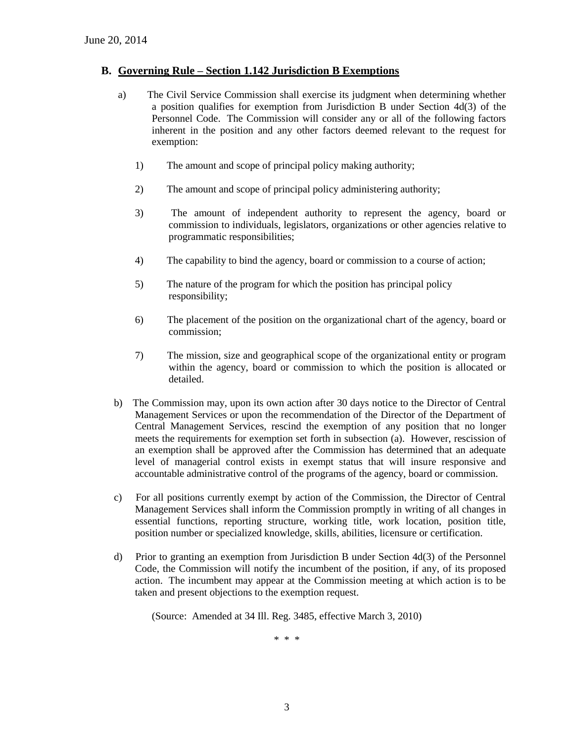June 20, 2014

## B. Governing Rule – Section 1.142 Jurisdiction B Exemptions

a) The Civil Service Commission shall exercise its judgment when determining whether a position qualifies for exemption from Jurisdiction B under Section 4d(3) of the Personnel Code. The Commission will consider any or all of the following factors inherent in the position and any other factors deemed relevant to the request for exemption:

1) The amount and scope of principal policy making authority;

2) The amount and scope of principal policy administering authority;

3) The amount of independent authority to represent the agency, board or commission to individuals, legislators, organizations or other agencies relative to programmatic responsibilities;

4) The capability to bind the agency, board or commission to a course of action;

5) The nature of the program for which the position has principal policy responsibility;

6) The placement of the position on the organizational chart of the agency, board or commission;

7) The mission, size and geographical scope of the organizational entity or program within the agency, board or commission to which the position is allocated or detailed.

b) The Commission may, upon its own action after 30 days notice to the Director of Central Management Services or upon the recommendation of the Director of the Department of Central Management Services, rescind the exemption of any position that no longer meets the requirements for exemption set forth in subsection (a). However, rescission of an exemption shall be approved after the Commission has determined that an adequate level of managerial control exists in exempt status that will insure responsive and accountable administrative control of the programs of the agency, board or commission.

c) For all positions currently exempt by action of the Commission, the Director of Central Management Services shall inform the Commission promptly in writing of all changes in essential functions, reporting structure, working title, work location, position title, position number or specialized knowledge, skills, abilities, licensure or certification.

d) Prior to granting an exemption from Jurisdiction B under Section 4d(3) of the Personnel Code, the Commission will notify the incumbent of the position, if any, of its proposed action. The incumbent may appear at the Commission meeting at which action is to be taken and present objections to the exemption request.

(Source: Amended at 34 Ill. Reg. 3485, effective March 3, 2010)

\* \* \*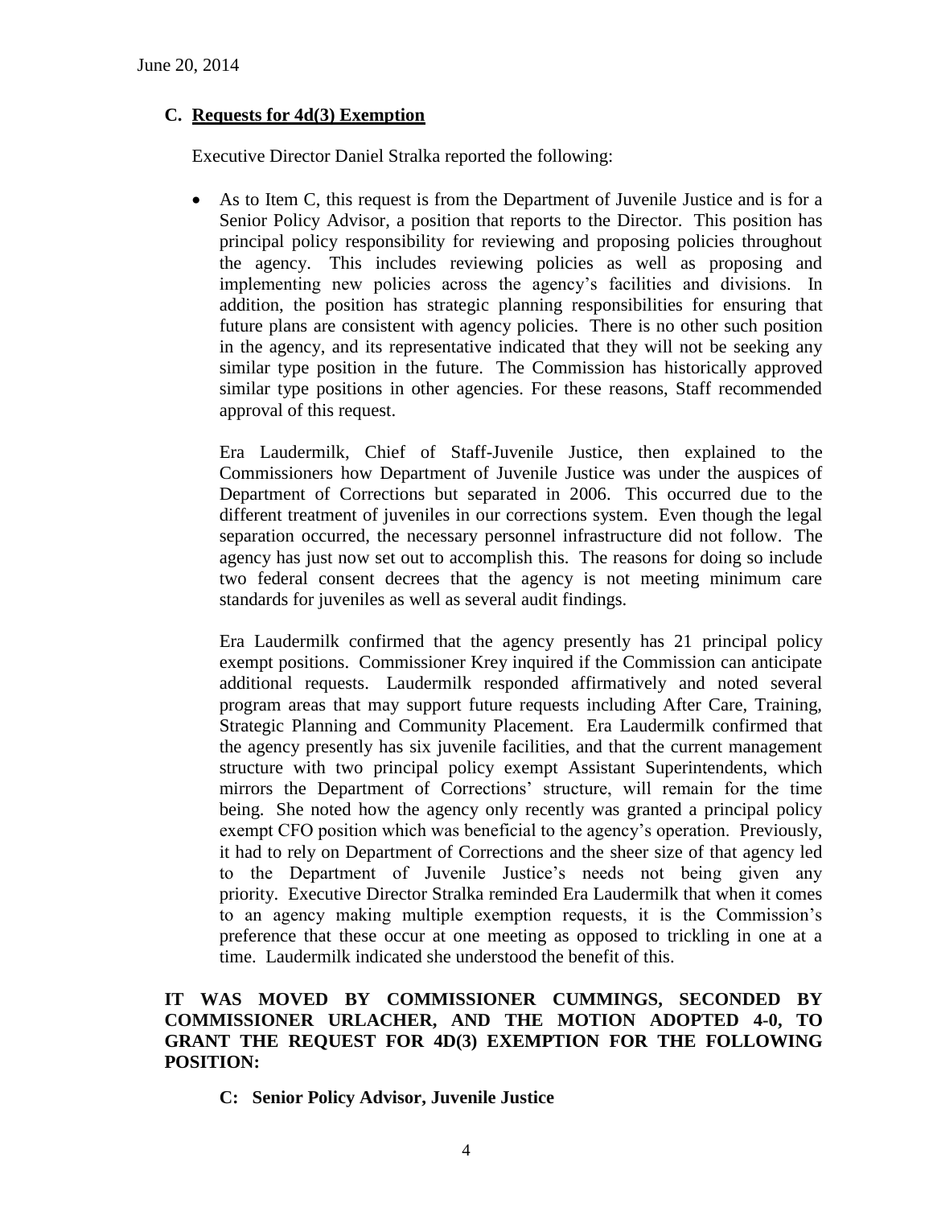June 20, 2014

### C. Requests for 4d(3) Exemption

Executive Director Daniel Stralka reported the following:

- As to Item C, this request is from the Department of Juvenile Justice and is for a Senior Policy Advisor, a position that reports to the Director. This position has principal policy responsibility for reviewing and proposing policies throughout the agency. This includes reviewing policies as well as proposing and implementing new policies across the agency's facilities and divisions. In addition, the position has strategic planning responsibilities for ensuring that future plans are consistent with agency policies. There is no other such position in the agency, and its representative indicated that they will not be seeking any similar type position in the future. The Commission has historically approved similar type positions in other agencies. For these reasons, Staff recommended approval of this request.

  Era Laudermilk, Chief of Staff-Juvenile Justice, then explained to the Commissioners how Department of Juvenile Justice was under the auspices of Department of Corrections but separated in 2006. This occurred due to the different treatment of juveniles in our corrections system. Even though the legal separation occurred, the necessary personnel infrastructure did not follow. The agency has just now set out to accomplish this. The reasons for doing so include two federal consent decrees that the agency is not meeting minimum care standards for juveniles as well as several audit findings.

  Era Laudermilk confirmed that the agency presently has 21 principal policy exempt positions. Commissioner Krey inquired if the Commission can anticipate additional requests. Laudermilk responded affirmatively and noted several program areas that may support future requests including After Care, Training, Strategic Planning and Community Placement. Era Laudermilk confirmed that the agency presently has six juvenile facilities, and that the current management structure with two principal policy exempt Assistant Superintendents, which mirrors the Department of Corrections' structure, will remain for the time being. She noted how the agency only recently was granted a principal policy exempt CFO position which was beneficial to the agency's operation. Previously, it had to rely on Department of Corrections and the sheer size of that agency led to the Department of Juvenile Justice's needs not being given any priority. Executive Director Stralka reminded Era Laudermilk that when it comes to an agency making multiple exemption requests, it is the Commission's preference that these occur at one meeting as opposed to trickling in one at a time. Laudermilk indicated she understood the benefit of this.

**IT WAS MOVED BY COMMISSIONER CUMMINGS, SECONDED BY COMMISSIONER URLACHER, AND THE MOTION ADOPTED 4-0, TO GRANT THE REQUEST FOR 4D(3) EXEMPTION FOR THE FOLLOWING POSITION:**

**C: Senior Policy Advisor, Juvenile Justice**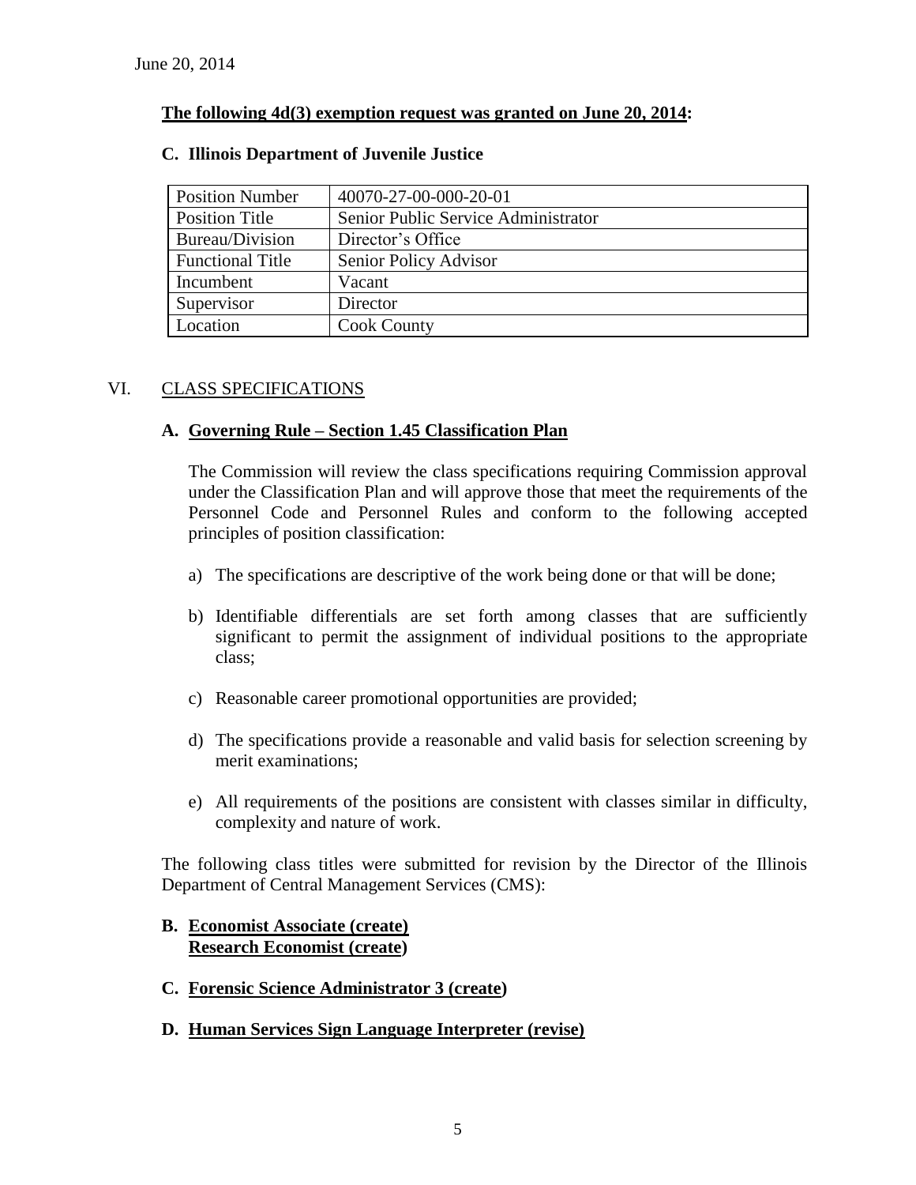June 20, 2014

**The following 4d(3) exemption request was granted on June 20, 2014:**

**C. Illinois Department of Juvenile Justice**

| Position Number | 40070-27-00-000-20-01 |
|---|---|
| Position Title | Senior Public Service Administrator |
| Bureau/Division | Director's Office |
| Functional Title | Senior Policy Advisor |
| Incumbent | Vacant |
| Supervisor | Director |
| Location | Cook County |

VI. CLASS SPECIFICATIONS

**A. Governing Rule – Section 1.45 Classification Plan**

The Commission will review the class specifications requiring Commission approval under the Classification Plan and will approve those that meet the requirements of the Personnel Code and Personnel Rules and conform to the following accepted principles of position classification:

a) The specifications are descriptive of the work being done or that will be done;

b) Identifiable differentials are set forth among classes that are sufficiently significant to permit the assignment of individual positions to the appropriate class;

c) Reasonable career promotional opportunities are provided;

d) The specifications provide a reasonable and valid basis for selection screening by merit examinations;

e) All requirements of the positions are consistent with classes similar in difficulty, complexity and nature of work.

The following class titles were submitted for revision by the Director of the Illinois Department of Central Management Services (CMS):

**B. Economist Associate (create)**
**Research Economist (create)**

**C. Forensic Science Administrator 3 (create)**

**D. Human Services Sign Language Interpreter (revise)**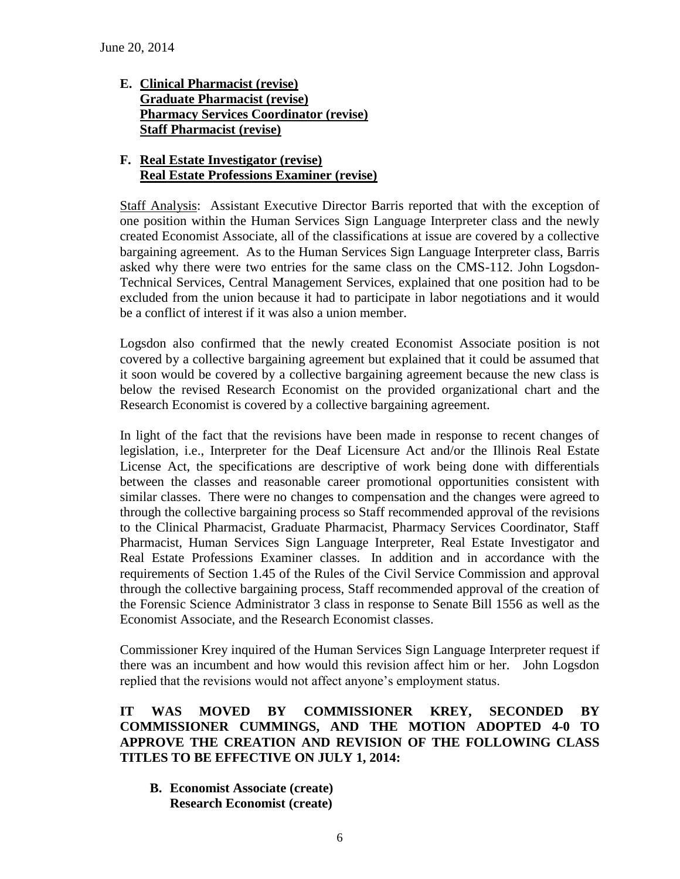**E. <u>Clinical Pharmacist (revise)</u>**
**<u>Graduate Pharmacist (revise)</u>**
**<u>Pharmacy Services Coordinator (revise)</u>**
**<u>Staff Pharmacist (revise)</u>**

**F. <u>Real Estate Investigator (revise)</u>**
**<u>Real Estate Professions Examiner (revise)</u>**

<u>Staff Analysis</u>: Assistant Executive Director Barris reported that with the exception of one position within the Human Services Sign Language Interpreter class and the newly created Economist Associate, all of the classifications at issue are covered by a collective bargaining agreement. As to the Human Services Sign Language Interpreter class, Barris asked why there were two entries for the same class on the CMS-112. John Logsdon-Technical Services, Central Management Services, explained that one position had to be excluded from the union because it had to participate in labor negotiations and it would be a conflict of interest if it was also a union member.

Logsdon also confirmed that the newly created Economist Associate position is not covered by a collective bargaining agreement but explained that it could be assumed that it soon would be covered by a collective bargaining agreement because the new class is below the revised Research Economist on the provided organizational chart and the Research Economist is covered by a collective bargaining agreement.

In light of the fact that the revisions have been made in response to recent changes of legislation, i.e., Interpreter for the Deaf Licensure Act and/or the Illinois Real Estate License Act, the specifications are descriptive of work being done with differentials between the classes and reasonable career promotional opportunities consistent with similar classes. There were no changes to compensation and the changes were agreed to through the collective bargaining process so Staff recommended approval of the revisions to the Clinical Pharmacist, Graduate Pharmacist, Pharmacy Services Coordinator, Staff Pharmacist, Human Services Sign Language Interpreter, Real Estate Investigator and Real Estate Professions Examiner classes. In addition and in accordance with the requirements of Section 1.45 of the Rules of the Civil Service Commission and approval through the collective bargaining process, Staff recommended approval of the creation of the Forensic Science Administrator 3 class in response to Senate Bill 1556 as well as the Economist Associate, and the Research Economist classes.

Commissioner Krey inquired of the Human Services Sign Language Interpreter request if there was an incumbent and how would this revision affect him or her. John Logsdon replied that the revisions would not affect anyone's employment status.

**IT WAS MOVED BY COMMISSIONER KREY, SECONDED BY COMMISSIONER CUMMINGS, AND THE MOTION ADOPTED 4-0 TO APPROVE THE CREATION AND REVISION OF THE FOLLOWING CLASS TITLES TO BE EFFECTIVE ON JULY 1, 2014:**

**B. Economist Associate (create)**
**Research Economist (create)**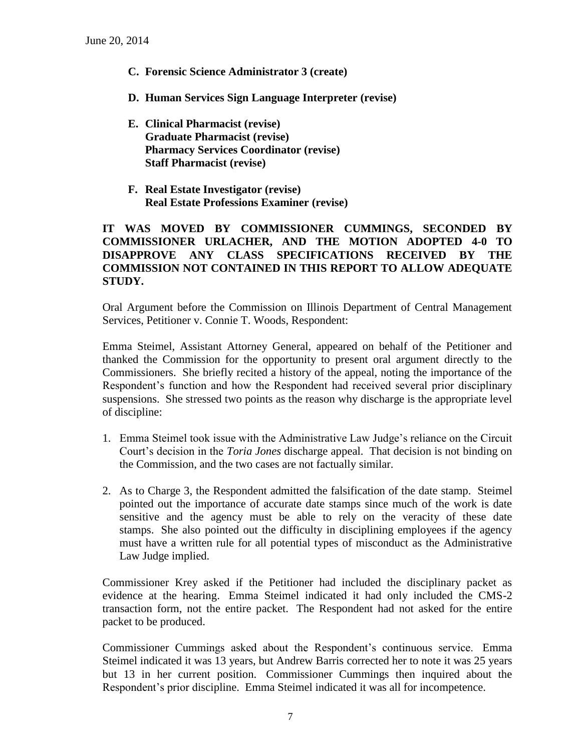June 20, 2014

**C. Forensic Science Administrator 3 (create)**

**D. Human Services Sign Language Interpreter (revise)**

**E. Clinical Pharmacist (revise)**
**Graduate Pharmacist (revise)**
**Pharmacy Services Coordinator (revise)**
**Staff Pharmacist (revise)**

**F. Real Estate Investigator (revise)**
**Real Estate Professions Examiner (revise)**

**IT WAS MOVED BY COMMISSIONER CUMMINGS, SECONDED BY COMMISSIONER URLACHER, AND THE MOTION ADOPTED 4-0 TO DISAPPROVE ANY CLASS SPECIFICATIONS RECEIVED BY THE COMMISSION NOT CONTAINED IN THIS REPORT TO ALLOW ADEQUATE STUDY.**

Oral Argument before the Commission on Illinois Department of Central Management Services, Petitioner v. Connie T. Woods, Respondent:

Emma Steimel, Assistant Attorney General, appeared on behalf of the Petitioner and thanked the Commission for the opportunity to present oral argument directly to the Commissioners. She briefly recited a history of the appeal, noting the importance of the Respondent's function and how the Respondent had received several prior disciplinary suspensions. She stressed two points as the reason why discharge is the appropriate level of discipline:

1. Emma Steimel took issue with the Administrative Law Judge's reliance on the Circuit Court's decision in the *Toria Jones* discharge appeal. That decision is not binding on the Commission, and the two cases are not factually similar.

2. As to Charge 3, the Respondent admitted the falsification of the date stamp. Steimel pointed out the importance of accurate date stamps since much of the work is date sensitive and the agency must be able to rely on the veracity of these date stamps. She also pointed out the difficulty in disciplining employees if the agency must have a written rule for all potential types of misconduct as the Administrative Law Judge implied.

Commissioner Krey asked if the Petitioner had included the disciplinary packet as evidence at the hearing. Emma Steimel indicated it had only included the CMS-2 transaction form, not the entire packet. The Respondent had not asked for the entire packet to be produced.

Commissioner Cummings asked about the Respondent's continuous service. Emma Steimel indicated it was 13 years, but Andrew Barris corrected her to note it was 25 years but 13 in her current position. Commissioner Cummings then inquired about the Respondent's prior discipline. Emma Steimel indicated it was all for incompetence.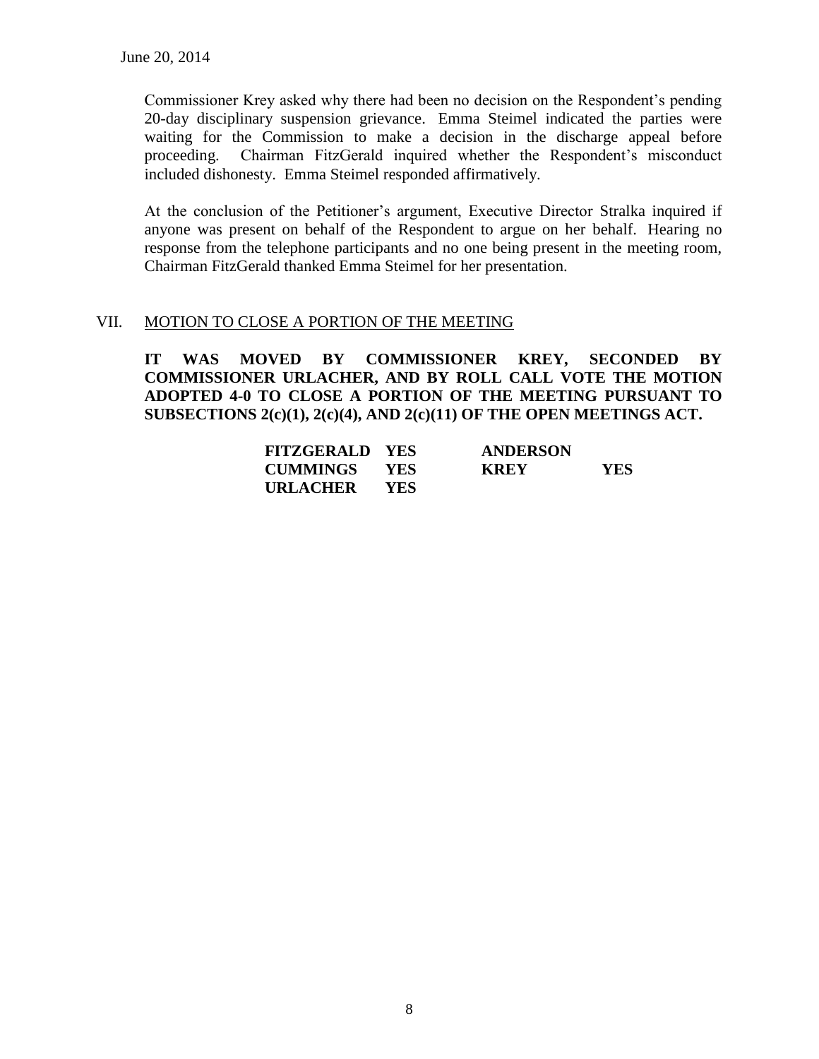June 20, 2014

Commissioner Krey asked why there had been no decision on the Respondent's pending 20-day disciplinary suspension grievance. Emma Steimel indicated the parties were waiting for the Commission to make a decision in the discharge appeal before proceeding. Chairman FitzGerald inquired whether the Respondent's misconduct included dishonesty. Emma Steimel responded affirmatively.

At the conclusion of the Petitioner's argument, Executive Director Stralka inquired if anyone was present on behalf of the Respondent to argue on her behalf. Hearing no response from the telephone participants and no one being present in the meeting room, Chairman FitzGerald thanked Emma Steimel for her presentation.

## VII. MOTION TO CLOSE A PORTION OF THE MEETING

**IT WAS MOVED BY COMMISSIONER KREY, SECONDED BY COMMISSIONER URLACHER, AND BY ROLL CALL VOTE THE MOTION ADOPTED 4-0 TO CLOSE A PORTION OF THE MEETING PURSUANT TO SUBSECTIONS 2(c)(1), 2(c)(4), AND 2(c)(11) OF THE OPEN MEETINGS ACT.**

| | | | |
|---|---|---|---|
| **FITZGERALD** | **YES** | **ANDERSON** | |
| **CUMMINGS** | **YES** | **KREY** | **YES** |
| **URLACHER** | **YES** | | |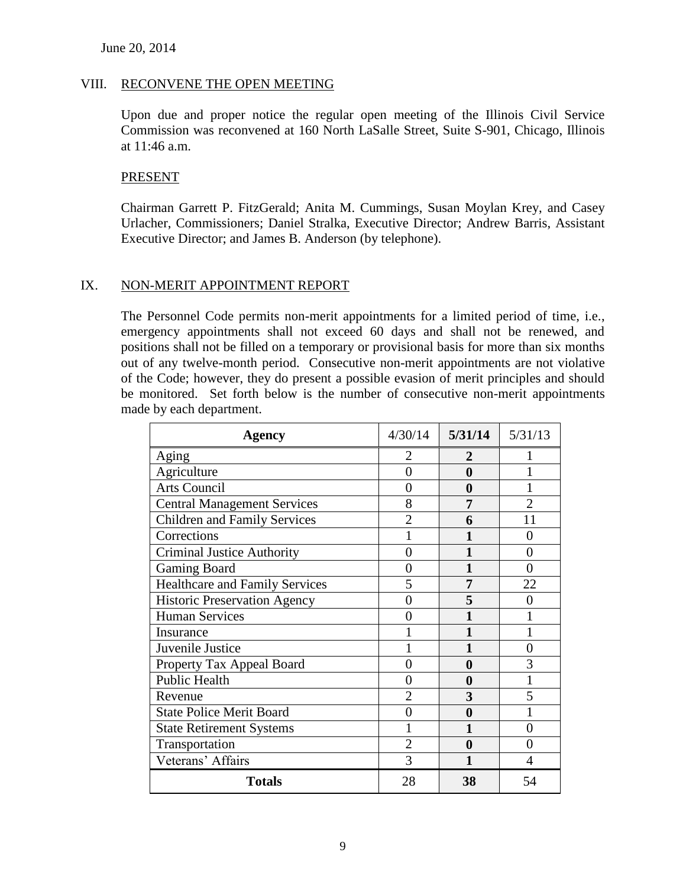June 20, 2014

## VIII. RECONVENE THE OPEN MEETING

Upon due and proper notice the regular open meeting of the Illinois Civil Service Commission was reconvened at 160 North LaSalle Street, Suite S-901, Chicago, Illinois at 11:46 a.m.

PRESENT

Chairman Garrett P. FitzGerald; Anita M. Cummings, Susan Moylan Krey, and Casey Urlacher, Commissioners; Daniel Stralka, Executive Director; Andrew Barris, Assistant Executive Director; and James B. Anderson (by telephone).

## IX. NON-MERIT APPOINTMENT REPORT

The Personnel Code permits non-merit appointments for a limited period of time, i.e., emergency appointments shall not exceed 60 days and shall not be renewed, and positions shall not be filled on a temporary or provisional basis for more than six months out of any twelve-month period. Consecutive non-merit appointments are not violative of the Code; however, they do present a possible evasion of merit principles and should be monitored. Set forth below is the number of consecutive non-merit appointments made by each department.

| Agency | 4/30/14 | **5/31/14** | 5/31/13 |
|---|---|---|---|
| Aging | 2 | **2** | 1 |
| Agriculture | 0 | **0** | 1 |
| Arts Council | 0 | **0** | 1 |
| Central Management Services | 8 | **7** | 2 |
| Children and Family Services | 2 | **6** | 11 |
| Corrections | 1 | **1** | 0 |
| Criminal Justice Authority | 0 | **1** | 0 |
| Gaming Board | 0 | **1** | 0 |
| Healthcare and Family Services | 5 | **7** | 22 |
| Historic Preservation Agency | 0 | **5** | 0 |
| Human Services | 0 | **1** | 1 |
| Insurance | 1 | **1** | 1 |
| Juvenile Justice | 1 | **1** | 0 |
| Property Tax Appeal Board | 0 | **0** | 3 |
| Public Health | 0 | **0** | 1 |
| Revenue | 2 | **3** | 5 |
| State Police Merit Board | 0 | **0** | 1 |
| State Retirement Systems | 1 | **1** | 0 |
| Transportation | 2 | **0** | 0 |
| Veterans' Affairs | 3 | **1** | 4 |
| **Totals** | 28 | **38** | 54 |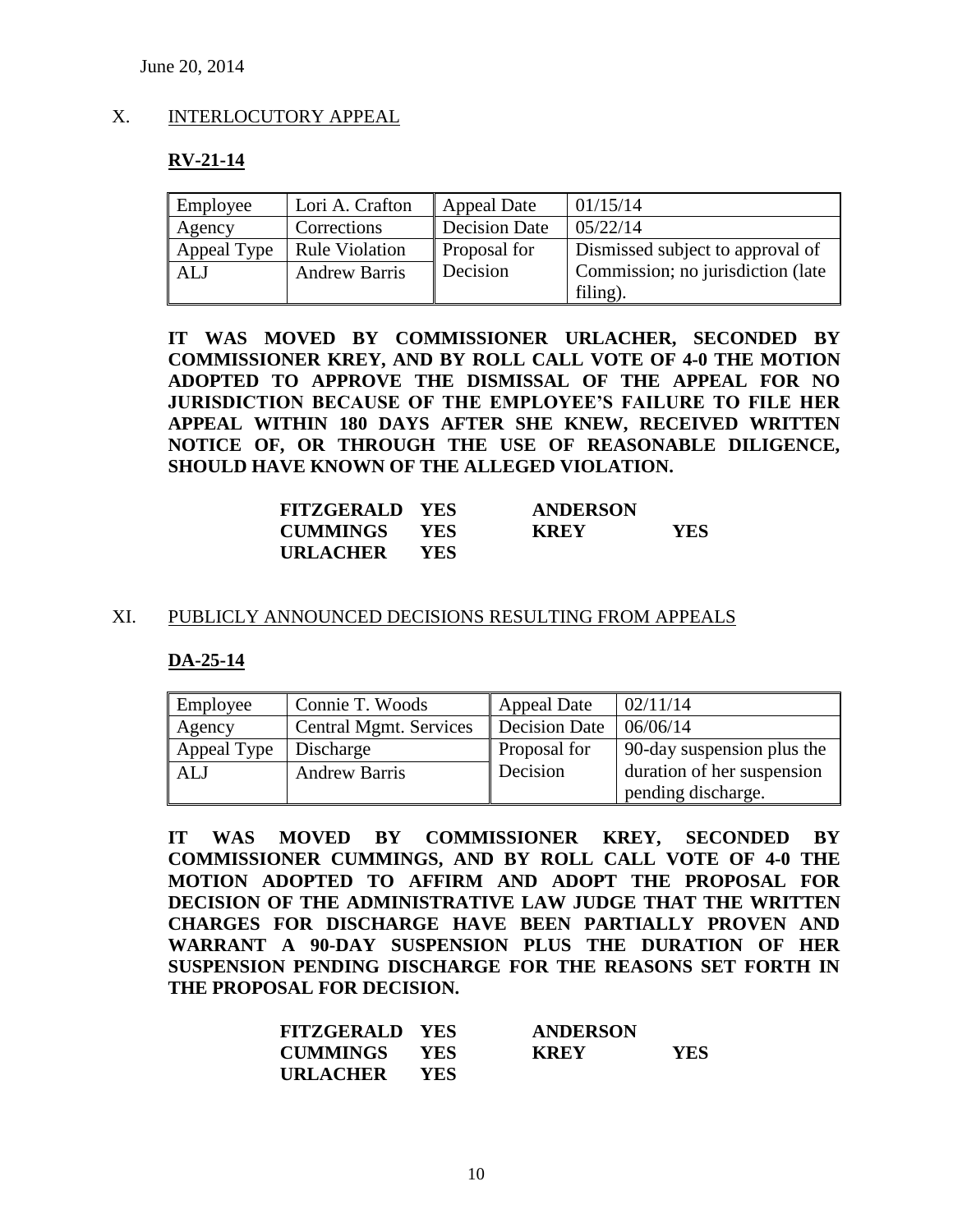June 20, 2014

## X. INTERLOCUTORY APPEAL

### RV-21-14

| Employee | Lori A. Crafton | Appeal Date | 01/15/14 |
|---|---|---|---|
| Agency | Corrections | Decision Date | 05/22/14 |
| Appeal Type | Rule Violation | Proposal for Decision | Dismissed subject to approval of Commission; no jurisdiction (late filing). |
| ALJ | Andrew Barris | | |

**IT WAS MOVED BY COMMISSIONER URLACHER, SECONDED BY COMMISSIONER KREY, AND BY ROLL CALL VOTE OF 4-0 THE MOTION ADOPTED TO APPROVE THE DISMISSAL OF THE APPEAL FOR NO JURISDICTION BECAUSE OF THE EMPLOYEE'S FAILURE TO FILE HER APPEAL WITHIN 180 DAYS AFTER SHE KNEW, RECEIVED WRITTEN NOTICE OF, OR THROUGH THE USE OF REASONABLE DILIGENCE, SHOULD HAVE KNOWN OF THE ALLEGED VIOLATION.**

| | | | |
|---|---|---|---|
| **FITZGERALD** | **YES** | **ANDERSON** | |
| **CUMMINGS** | **YES** | **KREY** | **YES** |
| **URLACHER** | **YES** | | |

## XI. PUBLICLY ANNOUNCED DECISIONS RESULTING FROM APPEALS

### DA-25-14

| Employee | Connie T. Woods | Appeal Date | 02/11/14 |
|---|---|---|---|
| Agency | Central Mgmt. Services | Decision Date | 06/06/14 |
| Appeal Type | Discharge | Proposal for Decision | 90-day suspension plus the duration of her suspension pending discharge. |
| ALJ | Andrew Barris | | |

**IT WAS MOVED BY COMMISSIONER KREY, SECONDED BY COMMISSIONER CUMMINGS, AND BY ROLL CALL VOTE OF 4-0 THE MOTION ADOPTED TO AFFIRM AND ADOPT THE PROPOSAL FOR DECISION OF THE ADMINISTRATIVE LAW JUDGE THAT THE WRITTEN CHARGES FOR DISCHARGE HAVE BEEN PARTIALLY PROVEN AND WARRANT A 90-DAY SUSPENSION PLUS THE DURATION OF HER SUSPENSION PENDING DISCHARGE FOR THE REASONS SET FORTH IN THE PROPOSAL FOR DECISION.**

| | | | |
|---|---|---|---|
| **FITZGERALD** | **YES** | **ANDERSON** | |
| **CUMMINGS** | **YES** | **KREY** | **YES** |
| **URLACHER** | **YES** | | |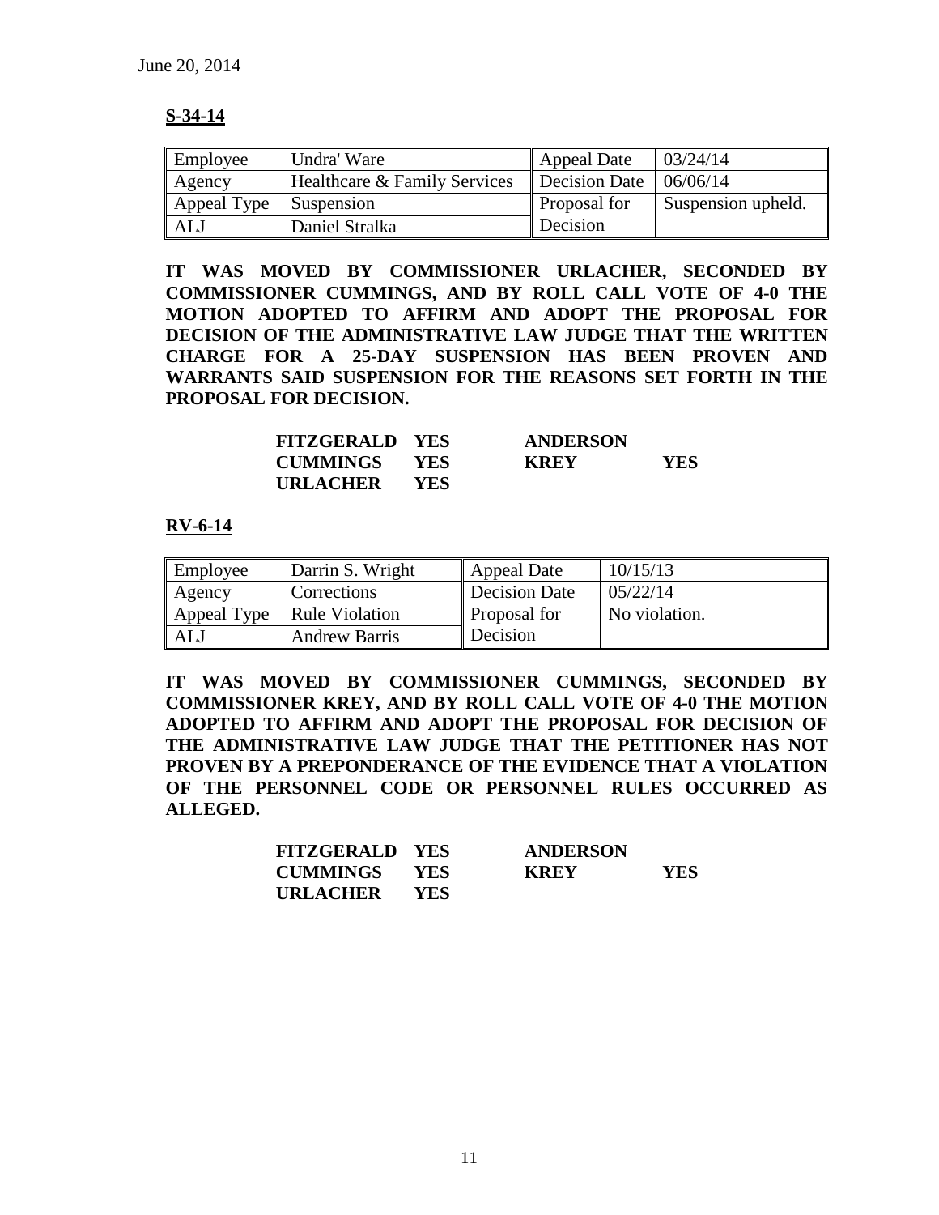June 20, 2014

**S-34-14**

| Employee | Undra' Ware | Appeal Date | 03/24/14 |
|---|---|---|---|
| Agency | Healthcare & Family Services | Decision Date | 06/06/14 |
| Appeal Type | Suspension | Proposal for Decision | Suspension upheld. |
| ALJ | Daniel Stralka | | |

**IT WAS MOVED BY COMMISSIONER URLACHER, SECONDED BY COMMISSIONER CUMMINGS, AND BY ROLL CALL VOTE OF 4-0 THE MOTION ADOPTED TO AFFIRM AND ADOPT THE PROPOSAL FOR DECISION OF THE ADMINISTRATIVE LAW JUDGE THAT THE WRITTEN CHARGE FOR A 25-DAY SUSPENSION HAS BEEN PROVEN AND WARRANTS SAID SUSPENSION FOR THE REASONS SET FORTH IN THE PROPOSAL FOR DECISION.**

| | | | |
|---|---|---|---|
| **FITZGERALD** | **YES** | **ANDERSON** | |
| **CUMMINGS** | **YES** | **KREY** | **YES** |
| **URLACHER** | **YES** | | |

**RV-6-14**

| Employee | Darrin S. Wright | Appeal Date | 10/15/13 |
|---|---|---|---|
| Agency | Corrections | Decision Date | 05/22/14 |
| Appeal Type | Rule Violation | Proposal for Decision | No violation. |
| ALJ | Andrew Barris | | |

**IT WAS MOVED BY COMMISSIONER CUMMINGS, SECONDED BY COMMISSIONER KREY, AND BY ROLL CALL VOTE OF 4-0 THE MOTION ADOPTED TO AFFIRM AND ADOPT THE PROPOSAL FOR DECISION OF THE ADMINISTRATIVE LAW JUDGE THAT THE PETITIONER HAS NOT PROVEN BY A PREPONDERANCE OF THE EVIDENCE THAT A VIOLATION OF THE PERSONNEL CODE OR PERSONNEL RULES OCCURRED AS ALLEGED.**

| | | | |
|---|---|---|---|
| **FITZGERALD** | **YES** | **ANDERSON** | |
| **CUMMINGS** | **YES** | **KREY** | **YES** |
| **URLACHER** | **YES** | | |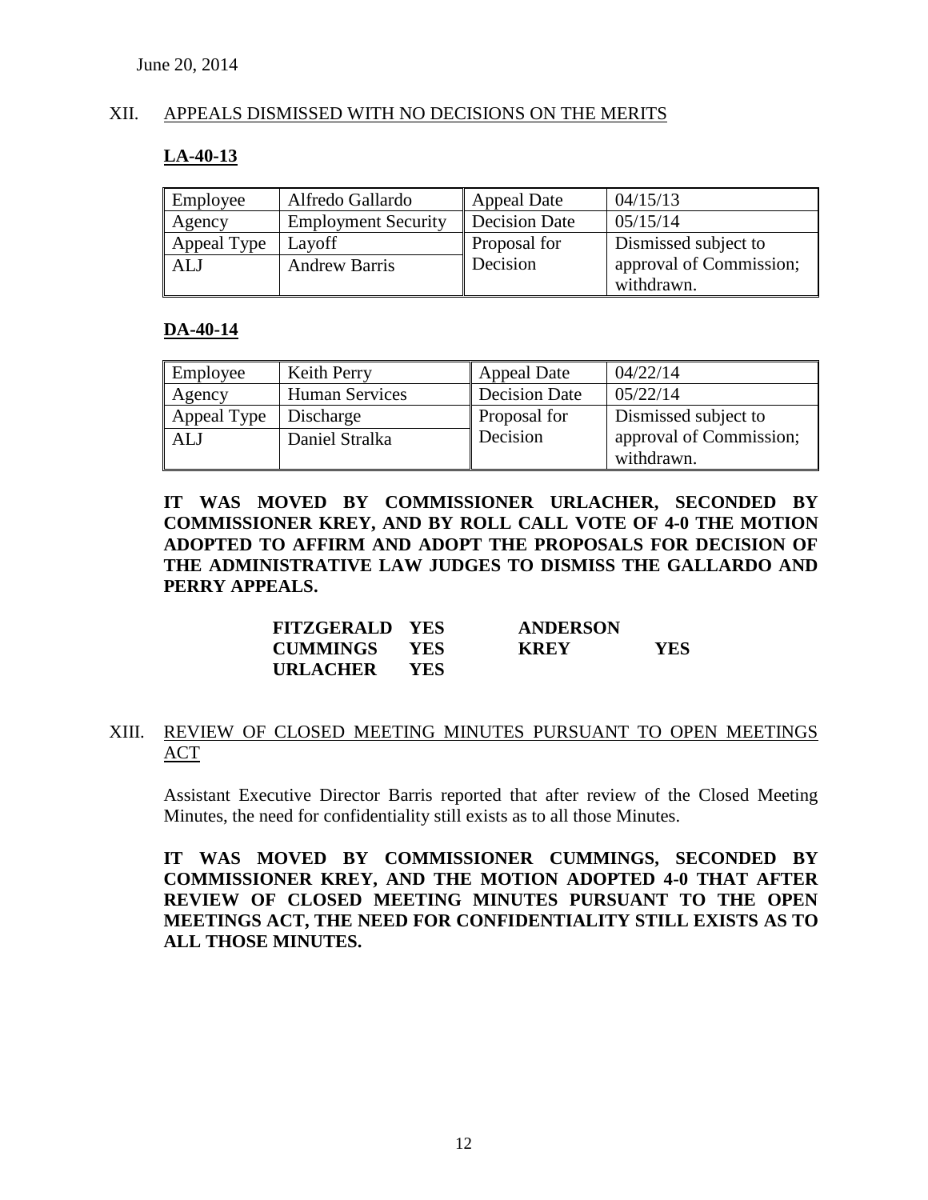June 20, 2014

## XII. APPEALS DISMISSED WITH NO DECISIONS ON THE MERITS

### LA-40-13

| Employee | Alfredo Gallardo | Appeal Date | 04/15/13 |
|---|---|---|---|
| Agency | Employment Security | Decision Date | 05/15/14 |
| Appeal Type | Layoff | Proposal for Decision | Dismissed subject to approval of Commission; withdrawn. |
| ALJ | Andrew Barris | | |

### DA-40-14

| Employee | Keith Perry | Appeal Date | 04/22/14 |
|---|---|---|---|
| Agency | Human Services | Decision Date | 05/22/14 |
| Appeal Type | Discharge | Proposal for Decision | Dismissed subject to approval of Commission; withdrawn. |
| ALJ | Daniel Stralka | | |

**IT WAS MOVED BY COMMISSIONER URLACHER, SECONDED BY COMMISSIONER KREY, AND BY ROLL CALL VOTE OF 4-0 THE MOTION ADOPTED TO AFFIRM AND ADOPT THE PROPOSALS FOR DECISION OF THE ADMINISTRATIVE LAW JUDGES TO DISMISS THE GALLARDO AND PERRY APPEALS.**

| | | | |
|---|---|---|---|
| **FITZGERALD** | **YES** | **ANDERSON** | |
| **CUMMINGS** | **YES** | **KREY** | **YES** |
| **URLACHER** | **YES** | | |

## XIII. REVIEW OF CLOSED MEETING MINUTES PURSUANT TO OPEN MEETINGS ACT

Assistant Executive Director Barris reported that after review of the Closed Meeting Minutes, the need for confidentiality still exists as to all those Minutes.

**IT WAS MOVED BY COMMISSIONER CUMMINGS, SECONDED BY COMMISSIONER KREY, AND THE MOTION ADOPTED 4-0 THAT AFTER REVIEW OF CLOSED MEETING MINUTES PURSUANT TO THE OPEN MEETINGS ACT, THE NEED FOR CONFIDENTIALITY STILL EXISTS AS TO ALL THOSE MINUTES.**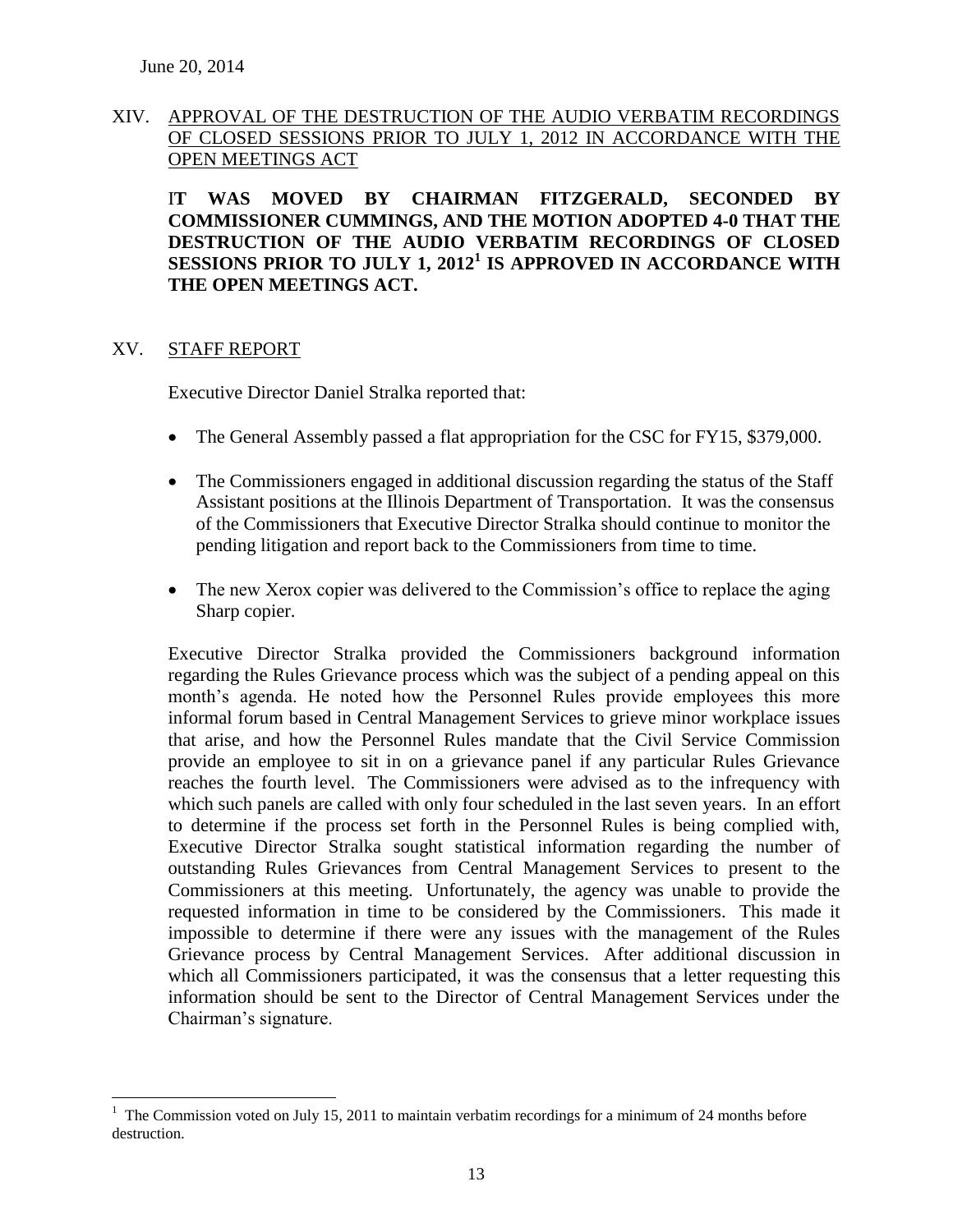June 20, 2014

## XIV. APPROVAL OF THE DESTRUCTION OF THE AUDIO VERBATIM RECORDINGS OF CLOSED SESSIONS PRIOR TO JULY 1, 2012 IN ACCORDANCE WITH THE OPEN MEETINGS ACT

**IT WAS MOVED BY CHAIRMAN FITZGERALD, SECONDED BY COMMISSIONER CUMMINGS, AND THE MOTION ADOPTED 4-0 THAT THE DESTRUCTION OF THE AUDIO VERBATIM RECORDINGS OF CLOSED SESSIONS PRIOR TO JULY 1, 2012[1] IS APPROVED IN ACCORDANCE WITH THE OPEN MEETINGS ACT.**

## XV. STAFF REPORT

Executive Director Daniel Stralka reported that:

- The General Assembly passed a flat appropriation for the CSC for FY15, $379,000.
- The Commissioners engaged in additional discussion regarding the status of the Staff Assistant positions at the Illinois Department of Transportation. It was the consensus of the Commissioners that Executive Director Stralka should continue to monitor the pending litigation and report back to the Commissioners from time to time.
- The new Xerox copier was delivered to the Commission's office to replace the aging Sharp copier.

Executive Director Stralka provided the Commissioners background information regarding the Rules Grievance process which was the subject of a pending appeal on this month's agenda. He noted how the Personnel Rules provide employees this more informal forum based in Central Management Services to grieve minor workplace issues that arise, and how the Personnel Rules mandate that the Civil Service Commission provide an employee to sit in on a grievance panel if any particular Rules Grievance reaches the fourth level. The Commissioners were advised as to the infrequency with which such panels are called with only four scheduled in the last seven years. In an effort to determine if the process set forth in the Personnel Rules is being complied with, Executive Director Stralka sought statistical information regarding the number of outstanding Rules Grievances from Central Management Services to present to the Commissioners at this meeting. Unfortunately, the agency was unable to provide the requested information in time to be considered by the Commissioners. This made it impossible to determine if there were any issues with the management of the Rules Grievance process by Central Management Services. After additional discussion in which all Commissioners participated, it was the consensus that a letter requesting this information should be sent to the Director of Central Management Services under the Chairman's signature.

---

[1] The Commission voted on July 15, 2011 to maintain verbatim recordings for a minimum of 24 months before destruction.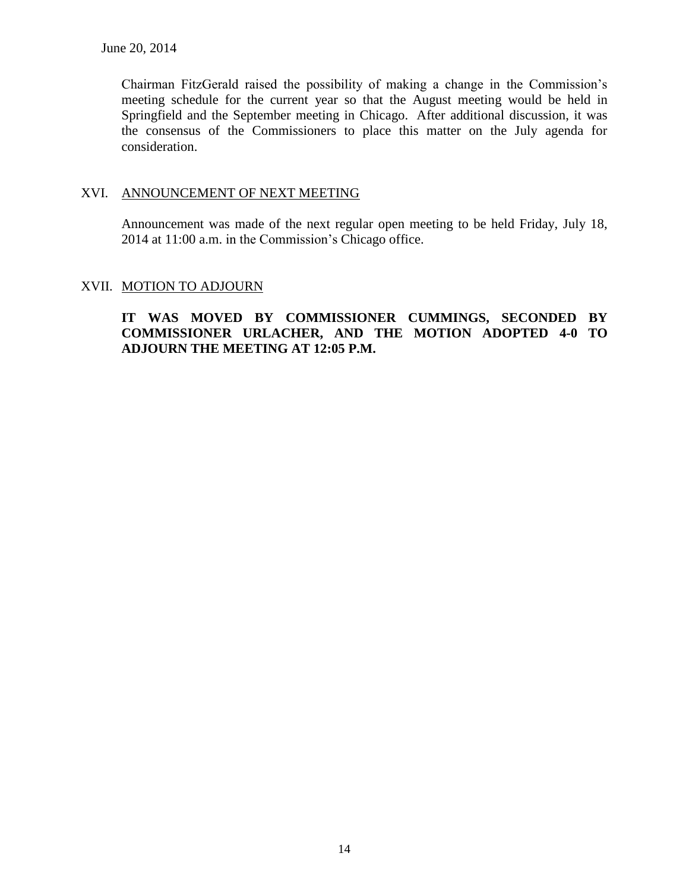Chairman FitzGerald raised the possibility of making a change in the Commission's meeting schedule for the current year so that the August meeting would be held in Springfield and the September meeting in Chicago. After additional discussion, it was the consensus of the Commissioners to place this matter on the July agenda for consideration.

## XVI. ANNOUNCEMENT OF NEXT MEETING

Announcement was made of the next regular open meeting to be held Friday, July 18, 2014 at 11:00 a.m. in the Commission's Chicago office.

## XVII. MOTION TO ADJOURN

**IT WAS MOVED BY COMMISSIONER CUMMINGS, SECONDED BY COMMISSIONER URLACHER, AND THE MOTION ADOPTED 4-0 TO ADJOURN THE MEETING AT 12:05 P.M.**